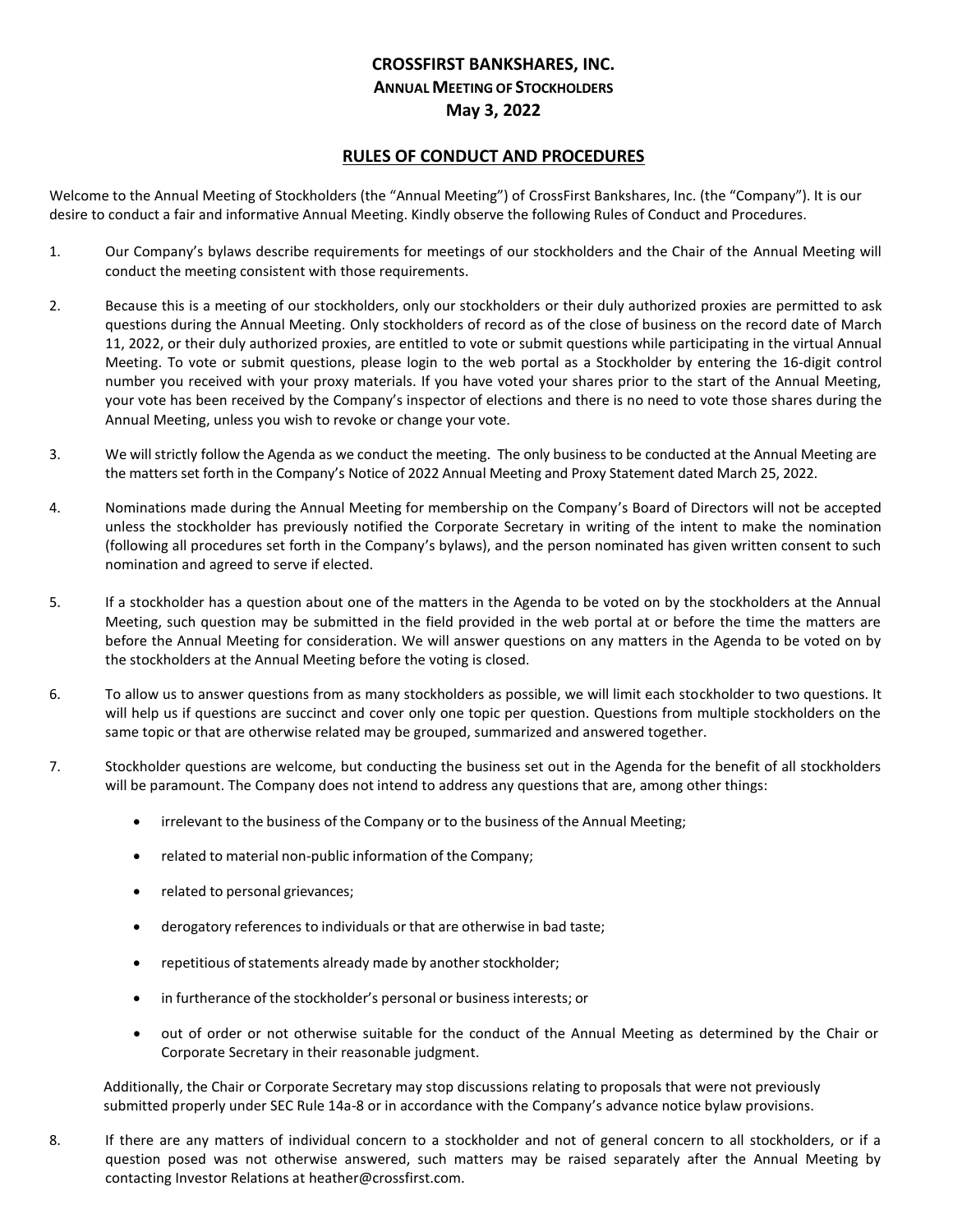# CROSSFIRST BANKSHARES, INC.

## ANNUAL MEETING OF STOCKHOLDERS

## May 3, 2022

## RULES OF CONDUCT AND PROCEDURES

Welcome to the Annual Meeting of Stockholders (the "Annual Meeting") of CrossFirst Bankshares, Inc. (the "Company"). It is our desire to conduct a fair and informative Annual Meeting. Kindly observe the following Rules of Conduct and Procedures.

1. Our Company's bylaws describe requirements for meetings of our stockholders and the Chair of the Annual Meeting will conduct the meeting consistent with those requirements.

2. Because this is a meeting of our stockholders, only our stockholders or their duly authorized proxies are permitted to ask questions during the Annual Meeting. Only stockholders of record as of the close of business on the record date of March 11, 2022, or their duly authorized proxies, are entitled to vote or submit questions while participating in the virtual Annual Meeting. To vote or submit questions, please login to the web portal as a Stockholder by entering the 16-digit control number you received with your proxy materials. If you have voted your shares prior to the start of the Annual Meeting, your vote has been received by the Company's inspector of elections and there is no need to vote those shares during the Annual Meeting, unless you wish to revoke or change your vote.

3. We will strictly follow the Agenda as we conduct the meeting. The only business to be conducted at the Annual Meeting are the matters set forth in the Company's Notice of 2022 Annual Meeting and Proxy Statement dated March 25, 2022.

4. Nominations made during the Annual Meeting for membership on the Company's Board of Directors will not be accepted unless the stockholder has previously notified the Corporate Secretary in writing of the intent to make the nomination (following all procedures set forth in the Company's bylaws), and the person nominated has given written consent to such nomination and agreed to serve if elected.

5. If a stockholder has a question about one of the matters in the Agenda to be voted on by the stockholders at the Annual Meeting, such question may be submitted in the field provided in the web portal at or before the time the matters are before the Annual Meeting for consideration. We will answer questions on any matters in the Agenda to be voted on by the stockholders at the Annual Meeting before the voting is closed.

6. To allow us to answer questions from as many stockholders as possible, we will limit each stockholder to two questions. It will help us if questions are succinct and cover only one topic per question. Questions from multiple stockholders on the same topic or that are otherwise related may be grouped, summarized and answered together.

7. Stockholder questions are welcome, but conducting the business set out in the Agenda for the benefit of all stockholders will be paramount. The Company does not intend to address any questions that are, among other things:

   - irrelevant to the business of the Company or to the business of the Annual Meeting;
   - related to material non-public information of the Company;
   - related to personal grievances;
   - derogatory references to individuals or that are otherwise in bad taste;
   - repetitious of statements already made by another stockholder;
   - in furtherance of the stockholder's personal or business interests; or
   - out of order or not otherwise suitable for the conduct of the Annual Meeting as determined by the Chair or Corporate Secretary in their reasonable judgment.

   Additionally, the Chair or Corporate Secretary may stop discussions relating to proposals that were not previously submitted properly under SEC Rule 14a-8 or in accordance with the Company's advance notice bylaw provisions.

8. If there are any matters of individual concern to a stockholder and not of general concern to all stockholders, or if a question posed was not otherwise answered, such matters may be raised separately after the Annual Meeting by contacting Investor Relations at heather@crossfirst.com.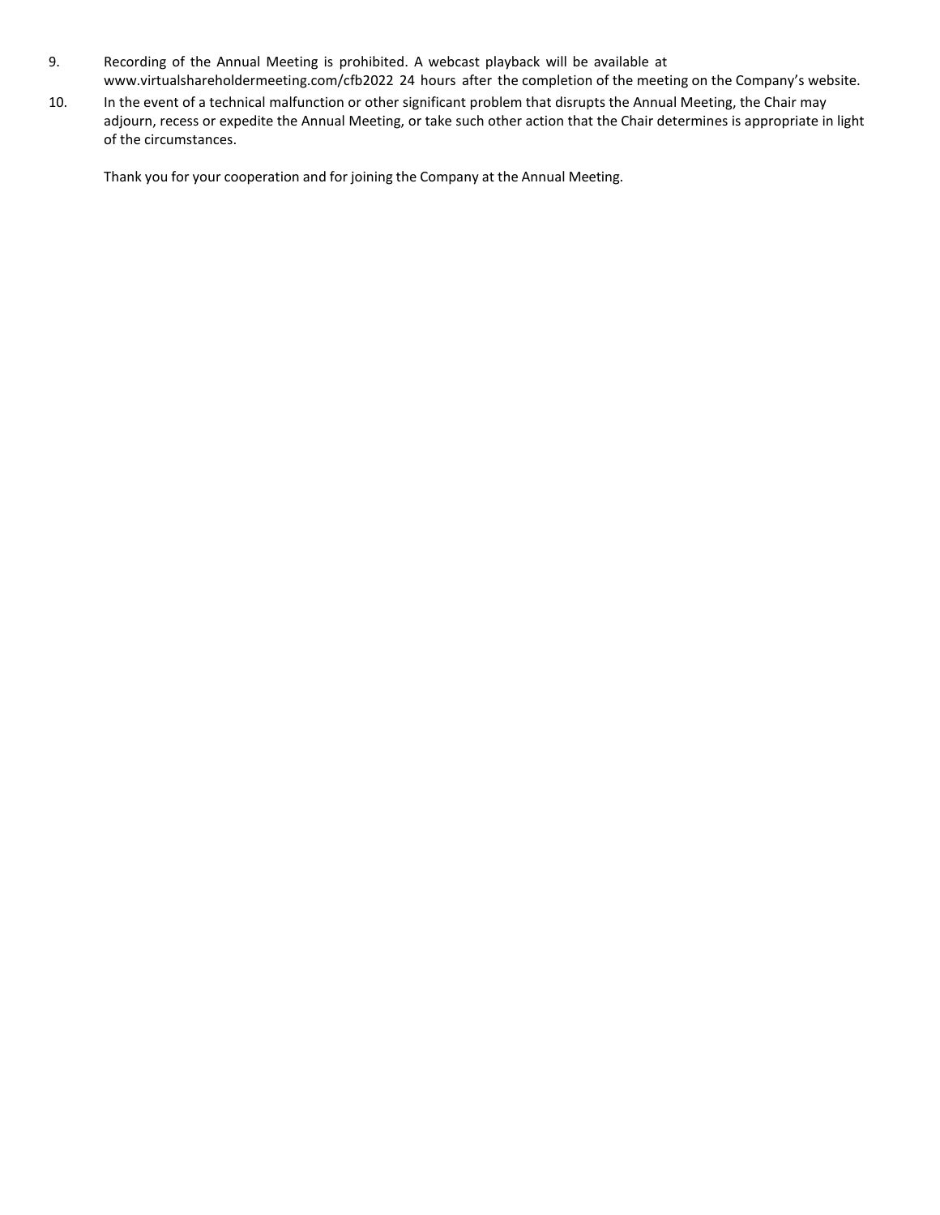9. Recording of the Annual Meeting is prohibited. A webcast playback will be available at www.virtualshareholdermeeting.com/cfb2022 24 hours after the completion of the meeting on the Company's website.

10. In the event of a technical malfunction or other significant problem that disrupts the Annual Meeting, the Chair may adjourn, recess or expedite the Annual Meeting, or take such other action that the Chair determines is appropriate in light of the circumstances.

Thank you for your cooperation and for joining the Company at the Annual Meeting.